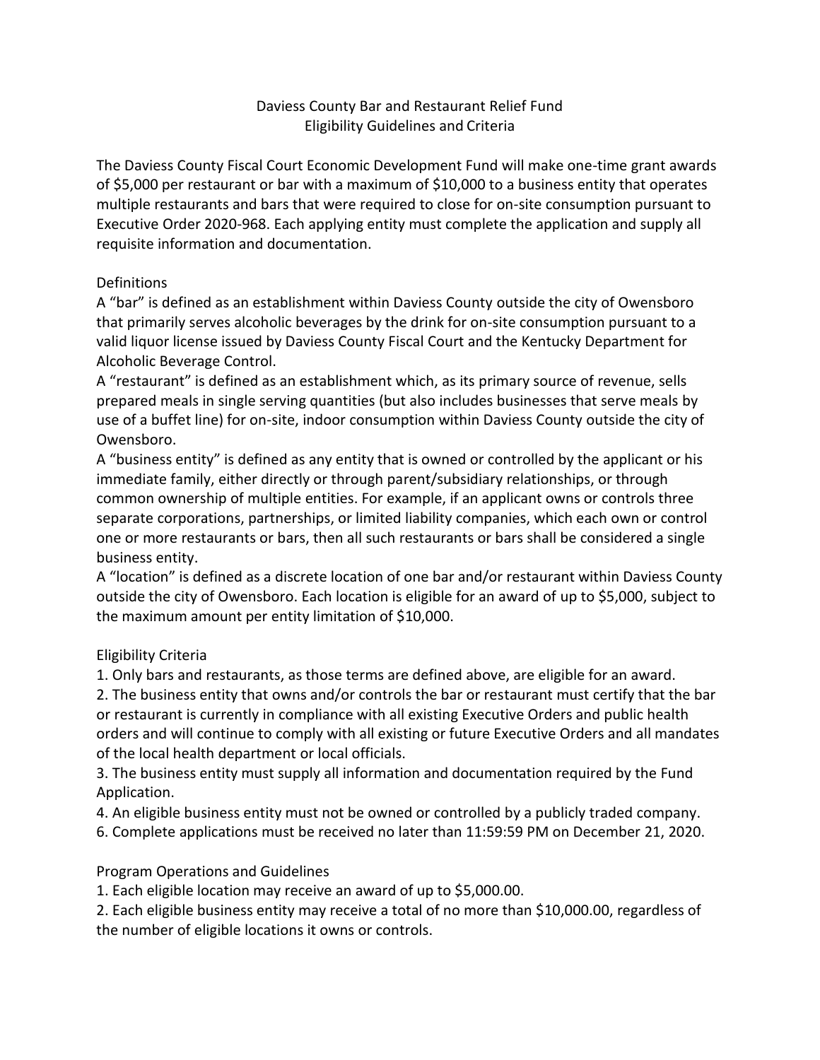# Daviess County Bar and Restaurant Relief Fund
## Eligibility Guidelines and Criteria

The Daviess County Fiscal Court Economic Development Fund will make one-time grant awards of $5,000 per restaurant or bar with a maximum of $10,000 to a business entity that operates multiple restaurants and bars that were required to close for on-site consumption pursuant to Executive Order 2020-968. Each applying entity must complete the application and supply all requisite information and documentation.

### Definitions

A "bar" is defined as an establishment within Daviess County outside the city of Owensboro that primarily serves alcoholic beverages by the drink for on-site consumption pursuant to a valid liquor license issued by Daviess County Fiscal Court and the Kentucky Department for Alcoholic Beverage Control.

A "restaurant" is defined as an establishment which, as its primary source of revenue, sells prepared meals in single serving quantities (but also includes businesses that serve meals by use of a buffet line) for on-site, indoor consumption within Daviess County outside the city of Owensboro.

A "business entity" is defined as any entity that is owned or controlled by the applicant or his immediate family, either directly or through parent/subsidiary relationships, or through common ownership of multiple entities. For example, if an applicant owns or controls three separate corporations, partnerships, or limited liability companies, which each own or control one or more restaurants or bars, then all such restaurants or bars shall be considered a single business entity.

A "location" is defined as a discrete location of one bar and/or restaurant within Daviess County outside the city of Owensboro. Each location is eligible for an award of up to $5,000, subject to the maximum amount per entity limitation of $10,000.

### Eligibility Criteria

1. Only bars and restaurants, as those terms are defined above, are eligible for an award.
2. The business entity that owns and/or controls the bar or restaurant must certify that the bar or restaurant is currently in compliance with all existing Executive Orders and public health orders and will continue to comply with all existing or future Executive Orders and all mandates of the local health department or local officials.
3. The business entity must supply all information and documentation required by the Fund Application.
4. An eligible business entity must not be owned or controlled by a publicly traded company.
6. Complete applications must be received no later than 11:59:59 PM on December 21, 2020.

### Program Operations and Guidelines

1. Each eligible location may receive an award of up to $5,000.00.
2. Each eligible business entity may receive a total of no more than $10,000.00, regardless of the number of eligible locations it owns or controls.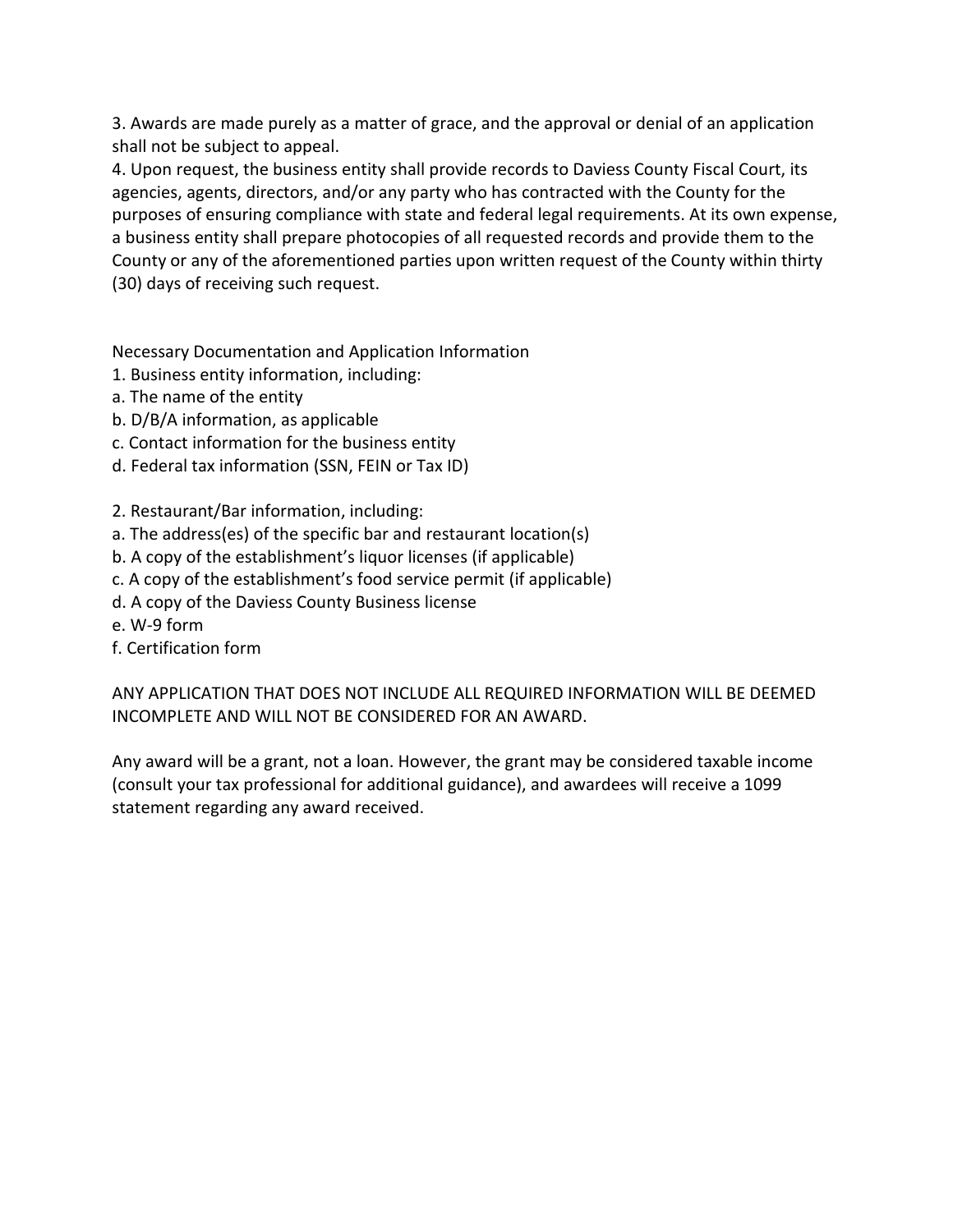3. Awards are made purely as a matter of grace, and the approval or denial of an application shall not be subject to appeal.
4. Upon request, the business entity shall provide records to Daviess County Fiscal Court, its agencies, agents, directors, and/or any party who has contracted with the County for the purposes of ensuring compliance with state and federal legal requirements. At its own expense, a business entity shall prepare photocopies of all requested records and provide them to the County or any of the aforementioned parties upon written request of the County within thirty (30) days of receiving such request.

Necessary Documentation and Application Information

1. Business entity information, including:
   a. The name of the entity
   b. D/B/A information, as applicable
   c. Contact information for the business entity
   d. Federal tax information (SSN, FEIN or Tax ID)

2. Restaurant/Bar information, including:
   a. The address(es) of the specific bar and restaurant location(s)
   b. A copy of the establishment's liquor licenses (if applicable)
   c. A copy of the establishment's food service permit (if applicable)
   d. A copy of the Daviess County Business license
   e. W-9 form
   f. Certification form

ANY APPLICATION THAT DOES NOT INCLUDE ALL REQUIRED INFORMATION WILL BE DEEMED INCOMPLETE AND WILL NOT BE CONSIDERED FOR AN AWARD.

Any award will be a grant, not a loan. However, the grant may be considered taxable income (consult your tax professional for additional guidance), and awardees will receive a 1099 statement regarding any award received.